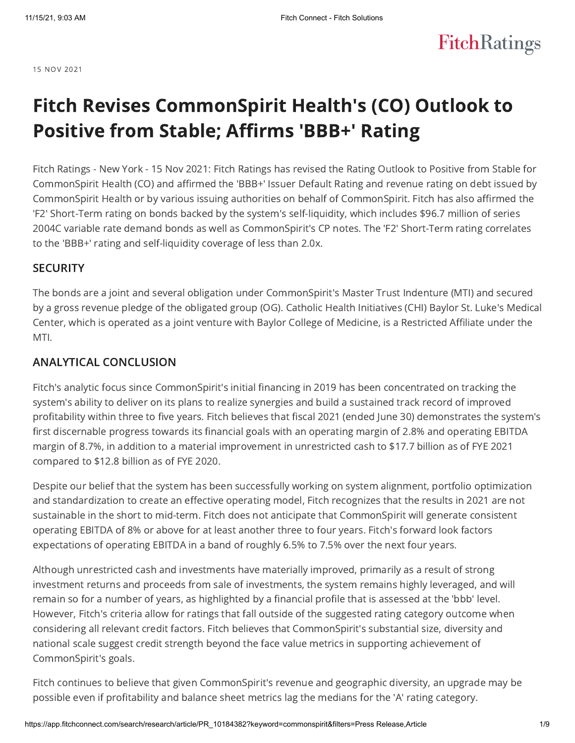15 NOV 2021

# Fitch Revises CommonSpirit Health's (CO) Outlook to Positive from Stable; Affirms 'BBB+' Rating

Fitch Ratings - New York - 15 Nov 2021: Fitch Ratings has revised the Rating Outlook to Positive from Stable for CommonSpirit Health (CO) and affirmed the 'BBB+' Issuer Default Rating and revenue rating on debt issued by CommonSpirit Health or by various issuing authorities on behalf of CommonSpirit. Fitch has also affirmed the 'F2' Short-Term rating on bonds backed by the system's self-liquidity, which includes $96.7 million of series 2004C variable rate demand bonds as well as CommonSpirit's CP notes. The 'F2' Short-Term rating correlates to the 'BBB+' rating and self-liquidity coverage of less than 2.0x.

## SECURITY

The bonds are a joint and several obligation under CommonSpirit's Master Trust Indenture (MTI) and secured by a gross revenue pledge of the obligated group (OG). Catholic Health Initiatives (CHI) Baylor St. Luke's Medical Center, which is operated as a joint venture with Baylor College of Medicine, is a Restricted Affiliate under the MTI.

## ANALYTICAL CONCLUSION

Fitch's analytic focus since CommonSpirit's initial financing in 2019 has been concentrated on tracking the system's ability to deliver on its plans to realize synergies and build a sustained track record of improved profitability within three to five years. Fitch believes that fiscal 2021 (ended June 30) demonstrates the system's first discernable progress towards its financial goals with an operating margin of 2.8% and operating EBITDA margin of 8.7%, in addition to a material improvement in unrestricted cash to $17.7 billion as of FYE 2021 compared to $12.8 billion as of FYE 2020.

Despite our belief that the system has been successfully working on system alignment, portfolio optimization and standardization to create an effective operating model, Fitch recognizes that the results in 2021 are not sustainable in the short to mid-term. Fitch does not anticipate that CommonSpirit will generate consistent operating EBITDA of 8% or above for at least another three to four years. Fitch's forward look factors expectations of operating EBITDA in a band of roughly 6.5% to 7.5% over the next four years.

Although unrestricted cash and investments have materially improved, primarily as a result of strong investment returns and proceeds from sale of investments, the system remains highly leveraged, and will remain so for a number of years, as highlighted by a financial profile that is assessed at the 'bbb' level. However, Fitch's criteria allow for ratings that fall outside of the suggested rating category outcome when considering all relevant credit factors. Fitch believes that CommonSpirit's substantial size, diversity and national scale suggest credit strength beyond the face value metrics in supporting achievement of CommonSpirit's goals.

Fitch continues to believe that given CommonSpirit's revenue and geographic diversity, an upgrade may be possible even if profitability and balance sheet metrics lag the medians for the 'A' rating category.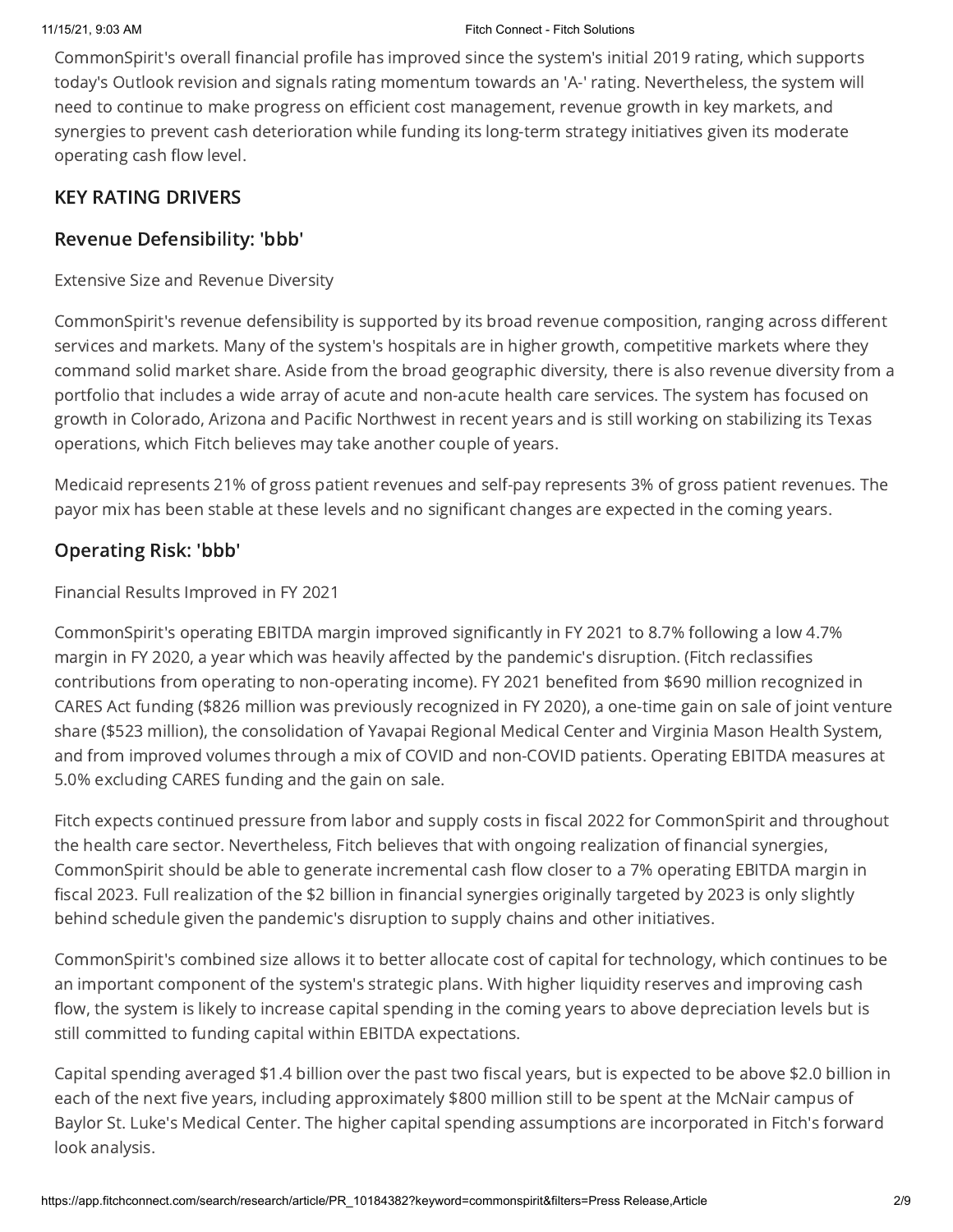CommonSpirit's overall financial profile has improved since the system's initial 2019 rating, which supports today's Outlook revision and signals rating momentum towards an 'A-' rating. Nevertheless, the system will need to continue to make progress on efficient cost management, revenue growth in key markets, and synergies to prevent cash deterioration while funding its long-term strategy initiatives given its moderate operating cash flow level.

## KEY RATING DRIVERS

### Revenue Defensibility: 'bbb'

Extensive Size and Revenue Diversity

CommonSpirit's revenue defensibility is supported by its broad revenue composition, ranging across different services and markets. Many of the system's hospitals are in higher growth, competitive markets where they command solid market share. Aside from the broad geographic diversity, there is also revenue diversity from a portfolio that includes a wide array of acute and non-acute health care services. The system has focused on growth in Colorado, Arizona and Pacific Northwest in recent years and is still working on stabilizing its Texas operations, which Fitch believes may take another couple of years.

Medicaid represents 21% of gross patient revenues and self-pay represents 3% of gross patient revenues. The payor mix has been stable at these levels and no significant changes are expected in the coming years.

### Operating Risk: 'bbb'

Financial Results Improved in FY 2021

CommonSpirit's operating EBITDA margin improved significantly in FY 2021 to 8.7% following a low 4.7% margin in FY 2020, a year which was heavily affected by the pandemic's disruption. (Fitch reclassifies contributions from operating to non-operating income). FY 2021 benefited from $690 million recognized in CARES Act funding ($826 million was previously recognized in FY 2020), a one-time gain on sale of joint venture share ($523 million), the consolidation of Yavapai Regional Medical Center and Virginia Mason Health System, and from improved volumes through a mix of COVID and non-COVID patients. Operating EBITDA measures at 5.0% excluding CARES funding and the gain on sale.

Fitch expects continued pressure from labor and supply costs in fiscal 2022 for CommonSpirit and throughout the health care sector. Nevertheless, Fitch believes that with ongoing realization of financial synergies, CommonSpirit should be able to generate incremental cash flow closer to a 7% operating EBITDA margin in fiscal 2023. Full realization of the $2 billion in financial synergies originally targeted by 2023 is only slightly behind schedule given the pandemic's disruption to supply chains and other initiatives.

CommonSpirit's combined size allows it to better allocate cost of capital for technology, which continues to be an important component of the system's strategic plans. With higher liquidity reserves and improving cash flow, the system is likely to increase capital spending in the coming years to above depreciation levels but is still committed to funding capital within EBITDA expectations.

Capital spending averaged $1.4 billion over the past two fiscal years, but is expected to be above $2.0 billion in each of the next five years, including approximately $800 million still to be spent at the McNair campus of Baylor St. Luke's Medical Center. The higher capital spending assumptions are incorporated in Fitch's forward look analysis.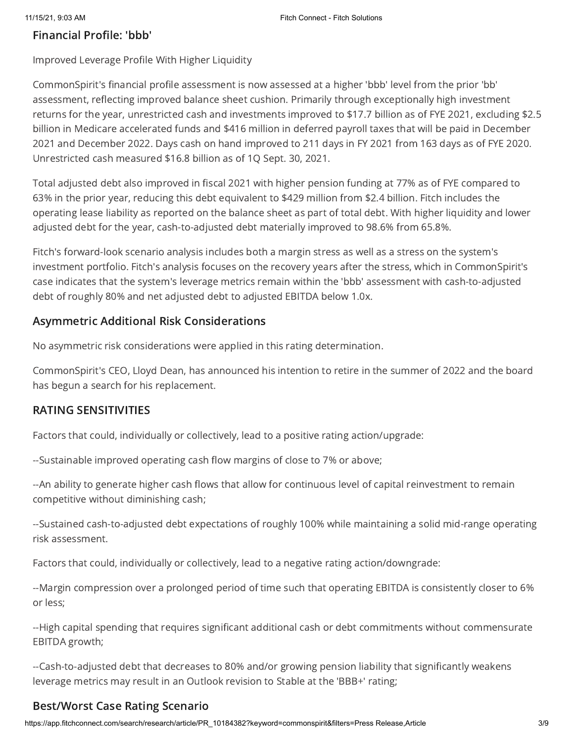### Financial Profile: 'bbb'

Improved Leverage Profile With Higher Liquidity

CommonSpirit's financial profile assessment is now assessed at a higher 'bbb' level from the prior 'bb' assessment, reflecting improved balance sheet cushion. Primarily through exceptionally high investment returns for the year, unrestricted cash and investments improved to $17.7 billion as of FYE 2021, excluding $2.5 billion in Medicare accelerated funds and $416 million in deferred payroll taxes that will be paid in December 2021 and December 2022. Days cash on hand improved to 211 days in FY 2021 from 163 days as of FYE 2020. Unrestricted cash measured $16.8 billion as of 1Q Sept. 30, 2021.

Total adjusted debt also improved in fiscal 2021 with higher pension funding at 77% as of FYE compared to 63% in the prior year, reducing this debt equivalent to $429 million from $2.4 billion. Fitch includes the operating lease liability as reported on the balance sheet as part of total debt. With higher liquidity and lower adjusted debt for the year, cash-to-adjusted debt materially improved to 98.6% from 65.8%.

Fitch's forward-look scenario analysis includes both a margin stress as well as a stress on the system's investment portfolio. Fitch's analysis focuses on the recovery years after the stress, which in CommonSpirit's case indicates that the system's leverage metrics remain within the 'bbb' assessment with cash-to-adjusted debt of roughly 80% and net adjusted debt to adjusted EBITDA below 1.0x.

### Asymmetric Additional Risk Considerations

No asymmetric risk considerations were applied in this rating determination.

CommonSpirit's CEO, Lloyd Dean, has announced his intention to retire in the summer of 2022 and the board has begun a search for his replacement.

## RATING SENSITIVITIES

Factors that could, individually or collectively, lead to a positive rating action/upgrade:

--Sustainable improved operating cash flow margins of close to 7% or above;

--An ability to generate higher cash flows that allow for continuous level of capital reinvestment to remain competitive without diminishing cash;

--Sustained cash-to-adjusted debt expectations of roughly 100% while maintaining a solid mid-range operating risk assessment.

Factors that could, individually or collectively, lead to a negative rating action/downgrade:

--Margin compression over a prolonged period of time such that operating EBITDA is consistently closer to 6% or less;

--High capital spending that requires significant additional cash or debt commitments without commensurate EBITDA growth;

--Cash-to-adjusted debt that decreases to 80% and/or growing pension liability that significantly weakens leverage metrics may result in an Outlook revision to Stable at the 'BBB+' rating;

### Best/Worst Case Rating Scenario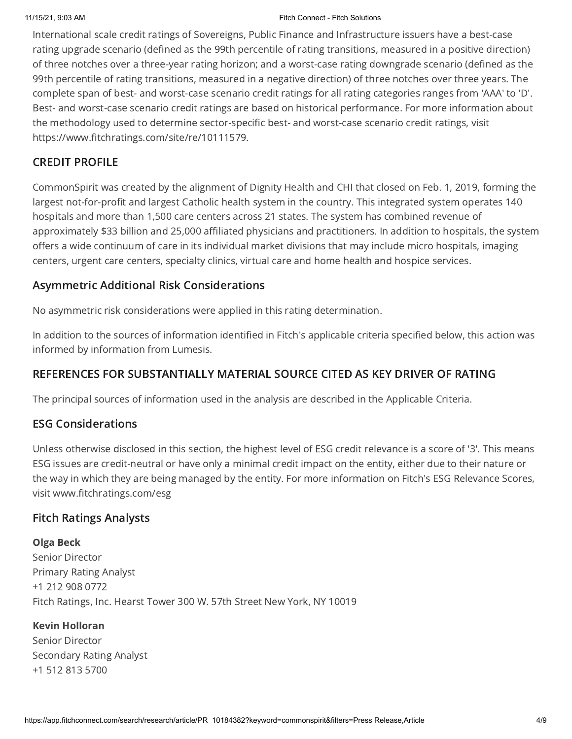International scale credit ratings of Sovereigns, Public Finance and Infrastructure issuers have a best-case rating upgrade scenario (defined as the 99th percentile of rating transitions, measured in a positive direction) of three notches over a three-year rating horizon; and a worst-case rating downgrade scenario (defined as the 99th percentile of rating transitions, measured in a negative direction) of three notches over three years. The complete span of best- and worst-case scenario credit ratings for all rating categories ranges from 'AAA' to 'D'. Best- and worst-case scenario credit ratings are based on historical performance. For more information about the methodology used to determine sector-specific best- and worst-case scenario credit ratings, visit https://www.fitchratings.com/site/re/10111579.

## CREDIT PROFILE

CommonSpirit was created by the alignment of Dignity Health and CHI that closed on Feb. 1, 2019, forming the largest not-for-profit and largest Catholic health system in the country. This integrated system operates 140 hospitals and more than 1,500 care centers across 21 states. The system has combined revenue of approximately $33 billion and 25,000 affiliated physicians and practitioners. In addition to hospitals, the system offers a wide continuum of care in its individual market divisions that may include micro hospitals, imaging centers, urgent care centers, specialty clinics, virtual care and home health and hospice services.

### Asymmetric Additional Risk Considerations

No asymmetric risk considerations were applied in this rating determination.

In addition to the sources of information identified in Fitch's applicable criteria specified below, this action was informed by information from Lumesis.

## REFERENCES FOR SUBSTANTIALLY MATERIAL SOURCE CITED AS KEY DRIVER OF RATING

The principal sources of information used in the analysis are described in the Applicable Criteria.

### ESG Considerations

Unless otherwise disclosed in this section, the highest level of ESG credit relevance is a score of '3'. This means ESG issues are credit-neutral or have only a minimal credit impact on the entity, either due to their nature or the way in which they are being managed by the entity. For more information on Fitch's ESG Relevance Scores, visit www.fitchratings.com/esg

### Fitch Ratings Analysts

**Olga Beck**
Senior Director
Primary Rating Analyst
+1 212 908 0772
Fitch Ratings, Inc. Hearst Tower 300 W. 57th Street New York, NY 10019

**Kevin Holloran**
Senior Director
Secondary Rating Analyst
+1 512 813 5700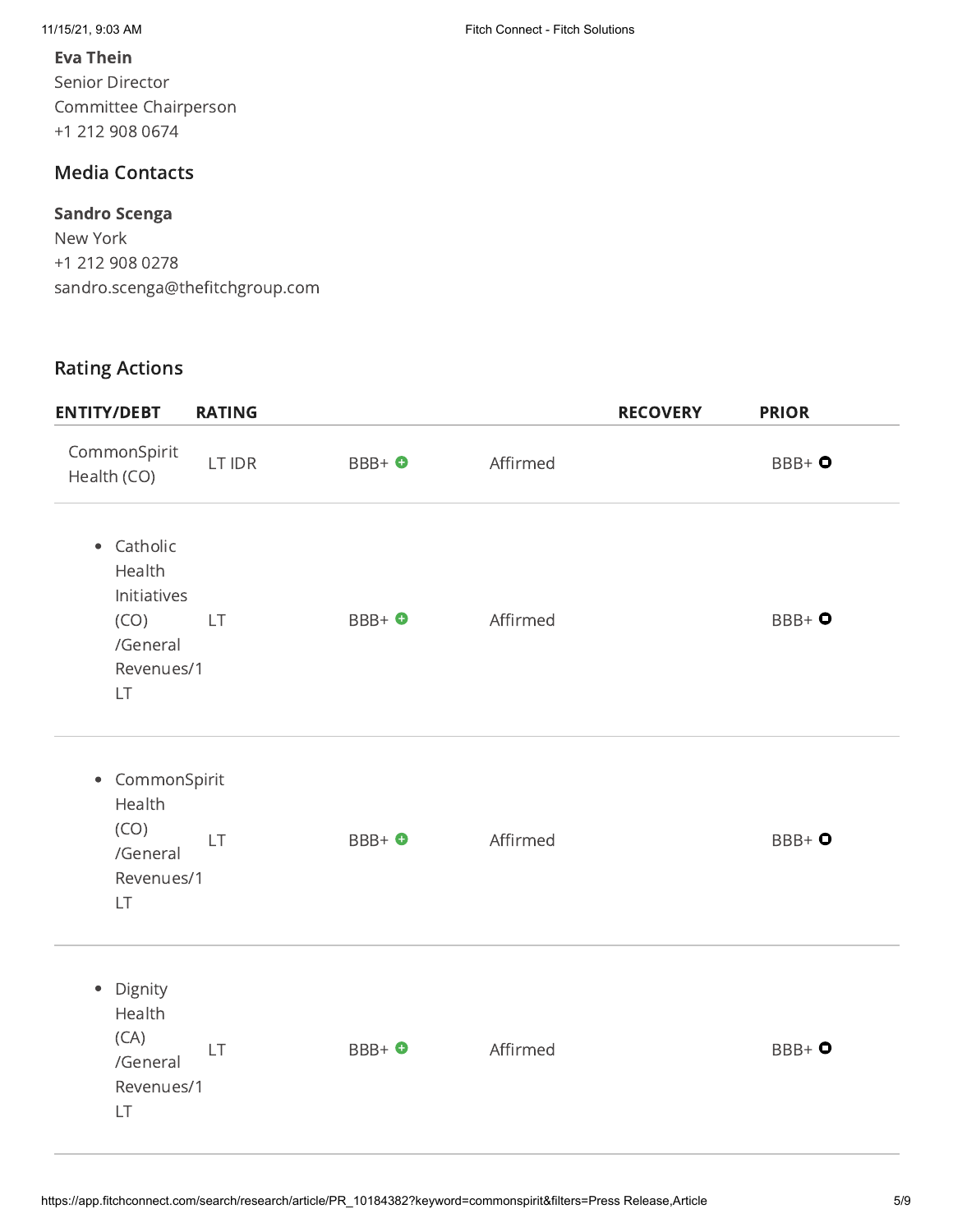**Eva Thein**
Senior Director
Committee Chairperson
+1 212 908 0674

## Media Contacts

**Sandro Scenga**
New York
+1 212 908 0278
sandro.scenga@thefitchgroup.com

## Rating Actions

| ENTITY/DEBT | RATING | | | RECOVERY | PRIOR |
|---|---|---|---|---|---|
| CommonSpirit Health (CO) | LT IDR | BBB+ | Affirmed | | BBB+ |
| • Catholic Health Initiatives (CO) /General Revenues/1 LT | LT | BBB+ | Affirmed | | BBB+ |
| • CommonSpirit Health (CO) /General Revenues/1 LT | LT | BBB+ | Affirmed | | BBB+ |
| • Dignity Health (CA) /General Revenues/1 LT | LT | BBB+ | Affirmed | | BBB+ |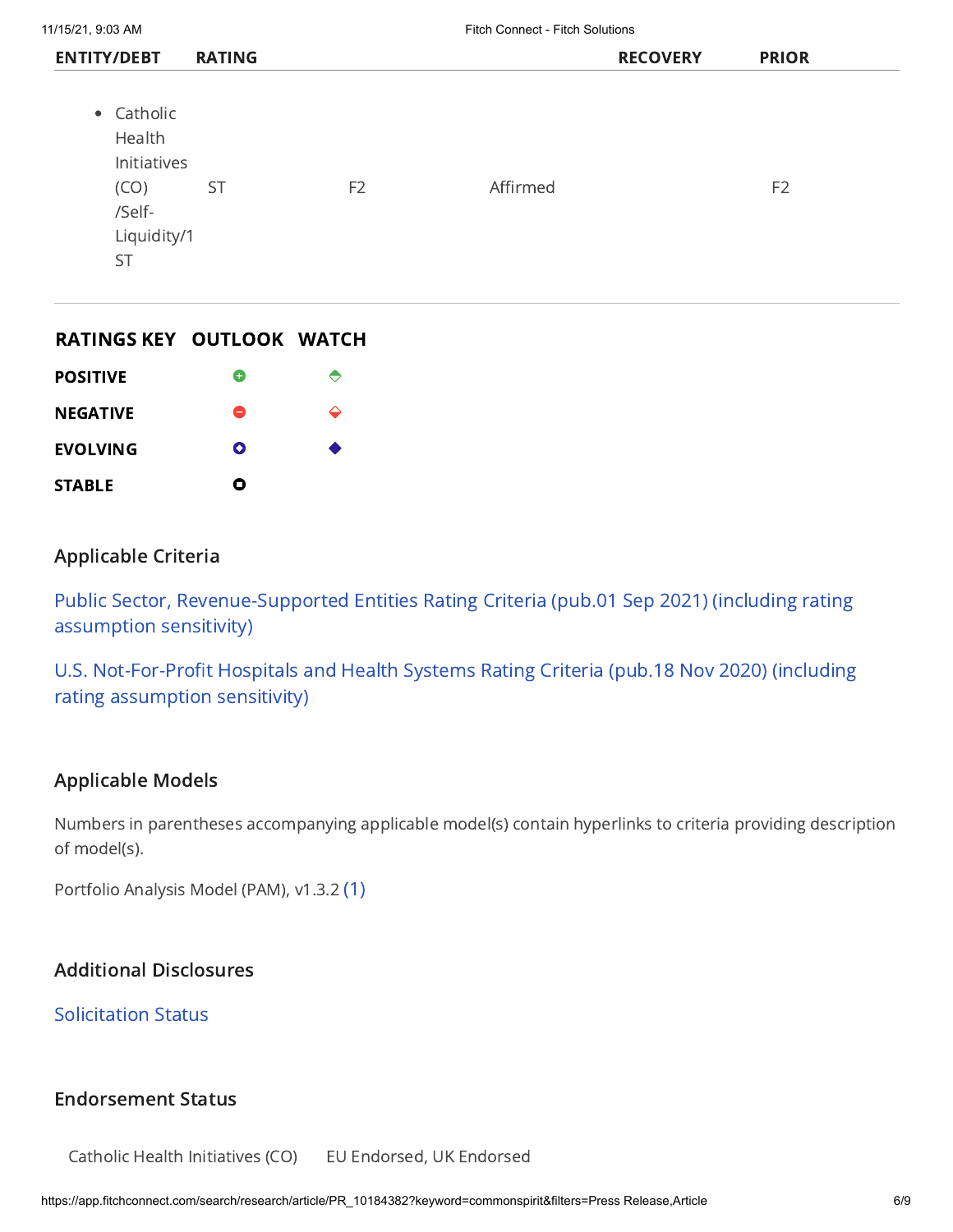| ENTITY/DEBT | RATING | | | RECOVERY | PRIOR |
|---|---|---|---|---|---|
| • Catholic Health Initiatives (CO) /Self-Liquidity/1 ST | ST | F2 | Affirmed | | F2 |

| RATINGS KEY | OUTLOOK | WATCH |
|---|---|---|
| POSITIVE | ⊕ | ⬘ |
| NEGATIVE | ⊖ | ⬙ |
| EVOLVING | ◎ | ◆ |
| STABLE | ○ | |

## Applicable Criteria

Public Sector, Revenue-Supported Entities Rating Criteria (pub.01 Sep 2021) (including rating assumption sensitivity)

U.S. Not-For-Profit Hospitals and Health Systems Rating Criteria (pub.18 Nov 2020) (including rating assumption sensitivity)

## Applicable Models

Numbers in parentheses accompanying applicable model(s) contain hyperlinks to criteria providing description of model(s).

Portfolio Analysis Model (PAM), v1.3.2 (1)

## Additional Disclosures

Solicitation Status

## Endorsement Status

| | |
|---|---|
| Catholic Health Initiatives (CO) | EU Endorsed, UK Endorsed |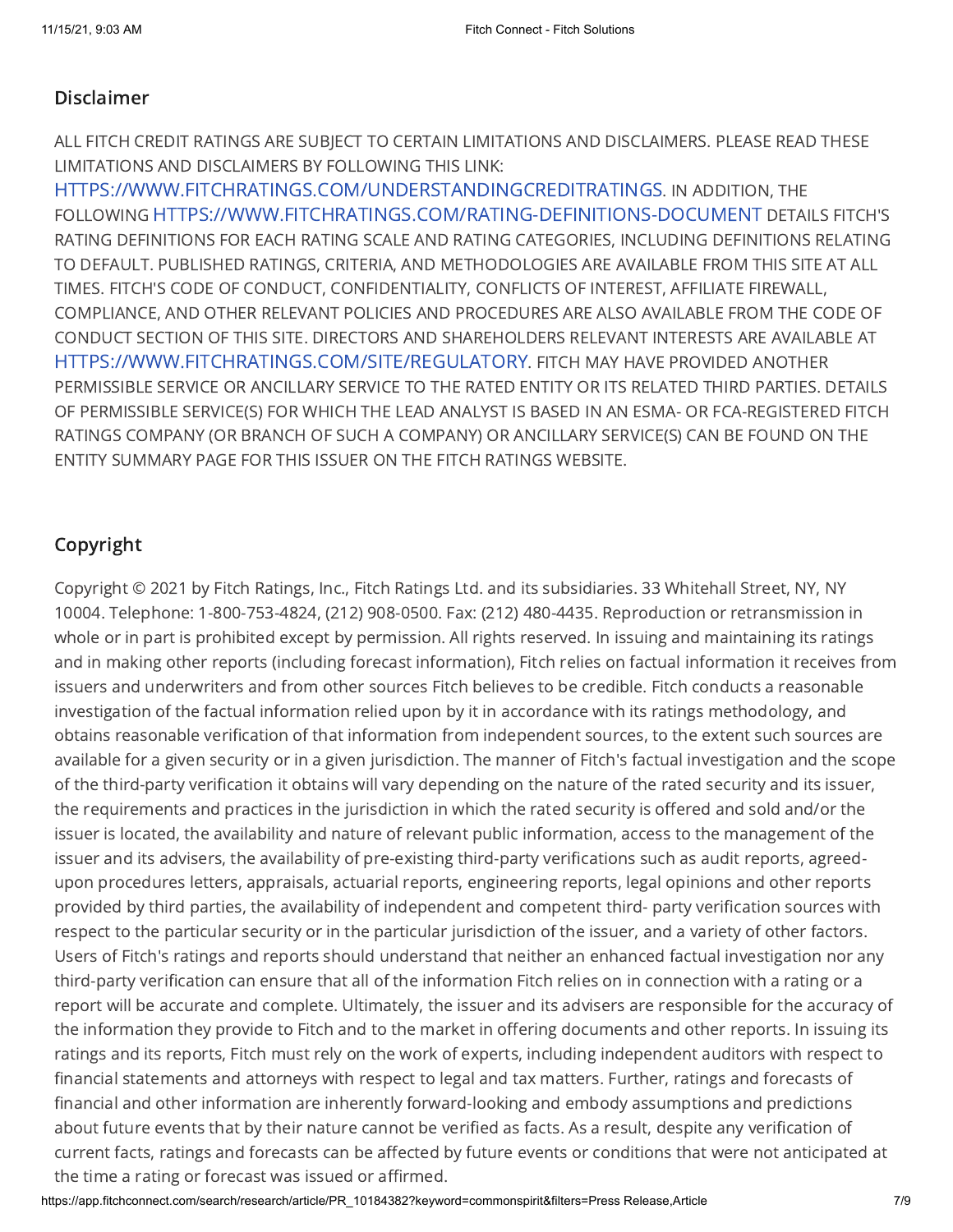## Disclaimer

ALL FITCH CREDIT RATINGS ARE SUBJECT TO CERTAIN LIMITATIONS AND DISCLAIMERS. PLEASE READ THESE LIMITATIONS AND DISCLAIMERS BY FOLLOWING THIS LINK: HTTPS://WWW.FITCHRATINGS.COM/UNDERSTANDINGCREDITRATINGS. IN ADDITION, THE FOLLOWING HTTPS://WWW.FITCHRATINGS.COM/RATING-DEFINITIONS-DOCUMENT DETAILS FITCH'S RATING DEFINITIONS FOR EACH RATING SCALE AND RATING CATEGORIES, INCLUDING DEFINITIONS RELATING TO DEFAULT. PUBLISHED RATINGS, CRITERIA, AND METHODOLOGIES ARE AVAILABLE FROM THIS SITE AT ALL TIMES. FITCH'S CODE OF CONDUCT, CONFIDENTIALITY, CONFLICTS OF INTEREST, AFFILIATE FIREWALL, COMPLIANCE, AND OTHER RELEVANT POLICIES AND PROCEDURES ARE ALSO AVAILABLE FROM THE CODE OF CONDUCT SECTION OF THIS SITE. DIRECTORS AND SHAREHOLDERS RELEVANT INTERESTS ARE AVAILABLE AT HTTPS://WWW.FITCHRATINGS.COM/SITE/REGULATORY. FITCH MAY HAVE PROVIDED ANOTHER PERMISSIBLE SERVICE OR ANCILLARY SERVICE TO THE RATED ENTITY OR ITS RELATED THIRD PARTIES. DETAILS OF PERMISSIBLE SERVICE(S) FOR WHICH THE LEAD ANALYST IS BASED IN AN ESMA- OR FCA-REGISTERED FITCH RATINGS COMPANY (OR BRANCH OF SUCH A COMPANY) OR ANCILLARY SERVICE(S) CAN BE FOUND ON THE ENTITY SUMMARY PAGE FOR THIS ISSUER ON THE FITCH RATINGS WEBSITE.

## Copyright

Copyright © 2021 by Fitch Ratings, Inc., Fitch Ratings Ltd. and its subsidiaries. 33 Whitehall Street, NY, NY 10004. Telephone: 1-800-753-4824, (212) 908-0500. Fax: (212) 480-4435. Reproduction or retransmission in whole or in part is prohibited except by permission. All rights reserved. In issuing and maintaining its ratings and in making other reports (including forecast information), Fitch relies on factual information it receives from issuers and underwriters and from other sources Fitch believes to be credible. Fitch conducts a reasonable investigation of the factual information relied upon by it in accordance with its ratings methodology, and obtains reasonable verification of that information from independent sources, to the extent such sources are available for a given security or in a given jurisdiction. The manner of Fitch's factual investigation and the scope of the third-party verification it obtains will vary depending on the nature of the rated security and its issuer, the requirements and practices in the jurisdiction in which the rated security is offered and sold and/or the issuer is located, the availability and nature of relevant public information, access to the management of the issuer and its advisers, the availability of pre-existing third-party verifications such as audit reports, agreed-upon procedures letters, appraisals, actuarial reports, engineering reports, legal opinions and other reports provided by third parties, the availability of independent and competent third- party verification sources with respect to the particular security or in the particular jurisdiction of the issuer, and a variety of other factors. Users of Fitch's ratings and reports should understand that neither an enhanced factual investigation nor any third-party verification can ensure that all of the information Fitch relies on in connection with a rating or a report will be accurate and complete. Ultimately, the issuer and its advisers are responsible for the accuracy of the information they provide to Fitch and to the market in offering documents and other reports. In issuing its ratings and its reports, Fitch must rely on the work of experts, including independent auditors with respect to financial statements and attorneys with respect to legal and tax matters. Further, ratings and forecasts of financial and other information are inherently forward-looking and embody assumptions and predictions about future events that by their nature cannot be verified as facts. As a result, despite any verification of current facts, ratings and forecasts can be affected by future events or conditions that were not anticipated at the time a rating or forecast was issued or affirmed.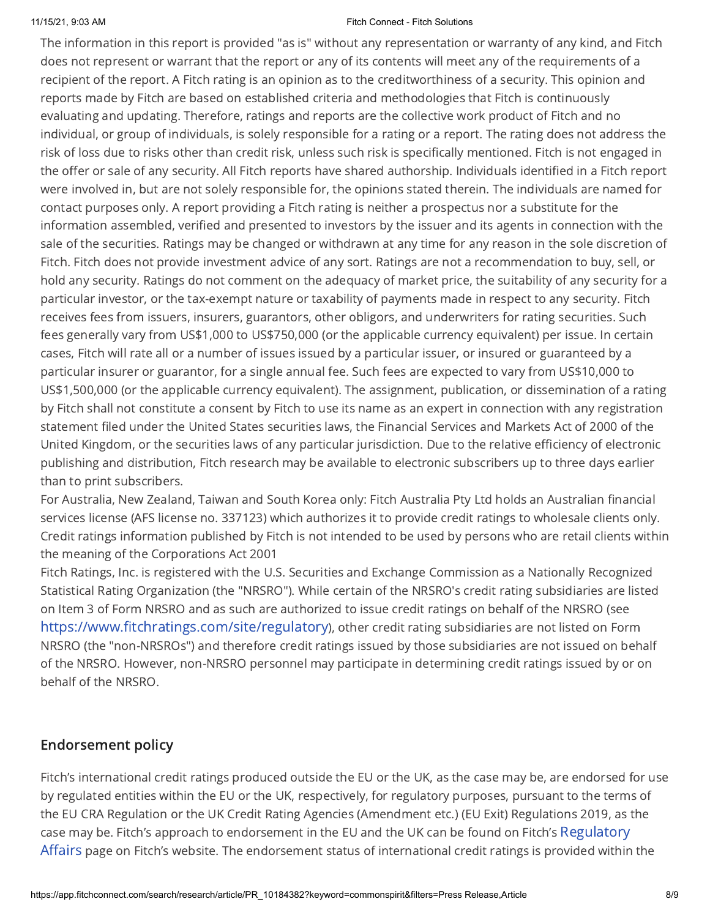The information in this report is provided "as is" without any representation or warranty of any kind, and Fitch does not represent or warrant that the report or any of its contents will meet any of the requirements of a recipient of the report. A Fitch rating is an opinion as to the creditworthiness of a security. This opinion and reports made by Fitch are based on established criteria and methodologies that Fitch is continuously evaluating and updating. Therefore, ratings and reports are the collective work product of Fitch and no individual, or group of individuals, is solely responsible for a rating or a report. The rating does not address the risk of loss due to risks other than credit risk, unless such risk is specifically mentioned. Fitch is not engaged in the offer or sale of any security. All Fitch reports have shared authorship. Individuals identified in a Fitch report were involved in, but are not solely responsible for, the opinions stated therein. The individuals are named for contact purposes only. A report providing a Fitch rating is neither a prospectus nor a substitute for the information assembled, verified and presented to investors by the issuer and its agents in connection with the sale of the securities. Ratings may be changed or withdrawn at any time for any reason in the sole discretion of Fitch. Fitch does not provide investment advice of any sort. Ratings are not a recommendation to buy, sell, or hold any security. Ratings do not comment on the adequacy of market price, the suitability of any security for a particular investor, or the tax-exempt nature or taxability of payments made in respect to any security. Fitch receives fees from issuers, insurers, guarantors, other obligors, and underwriters for rating securities. Such fees generally vary from US$1,000 to US$750,000 (or the applicable currency equivalent) per issue. In certain cases, Fitch will rate all or a number of issues issued by a particular issuer, or insured or guaranteed by a particular insurer or guarantor, for a single annual fee. Such fees are expected to vary from US$10,000 to US$1,500,000 (or the applicable currency equivalent). The assignment, publication, or dissemination of a rating by Fitch shall not constitute a consent by Fitch to use its name as an expert in connection with any registration statement filed under the United States securities laws, the Financial Services and Markets Act of 2000 of the United Kingdom, or the securities laws of any particular jurisdiction. Due to the relative efficiency of electronic publishing and distribution, Fitch research may be available to electronic subscribers up to three days earlier than to print subscribers.

For Australia, New Zealand, Taiwan and South Korea only: Fitch Australia Pty Ltd holds an Australian financial services license (AFS license no. 337123) which authorizes it to provide credit ratings to wholesale clients only. Credit ratings information published by Fitch is not intended to be used by persons who are retail clients within the meaning of the Corporations Act 2001

Fitch Ratings, Inc. is registered with the U.S. Securities and Exchange Commission as a Nationally Recognized Statistical Rating Organization (the "NRSRO"). While certain of the NRSRO's credit rating subsidiaries are listed on Item 3 of Form NRSRO and as such are authorized to issue credit ratings on behalf of the NRSRO (see https://www.fitchratings.com/site/regulatory), other credit rating subsidiaries are not listed on Form NRSRO (the "non-NRSROs") and therefore credit ratings issued by those subsidiaries are not issued on behalf of the NRSRO. However, non-NRSRO personnel may participate in determining credit ratings issued by or on behalf of the NRSRO.

## Endorsement policy

Fitch's international credit ratings produced outside the EU or the UK, as the case may be, are endorsed for use by regulated entities within the EU or the UK, respectively, for regulatory purposes, pursuant to the terms of the EU CRA Regulation or the UK Credit Rating Agencies (Amendment etc.) (EU Exit) Regulations 2019, as the case may be. Fitch's approach to endorsement in the EU and the UK can be found on Fitch's Regulatory Affairs page on Fitch's website. The endorsement status of international credit ratings is provided within the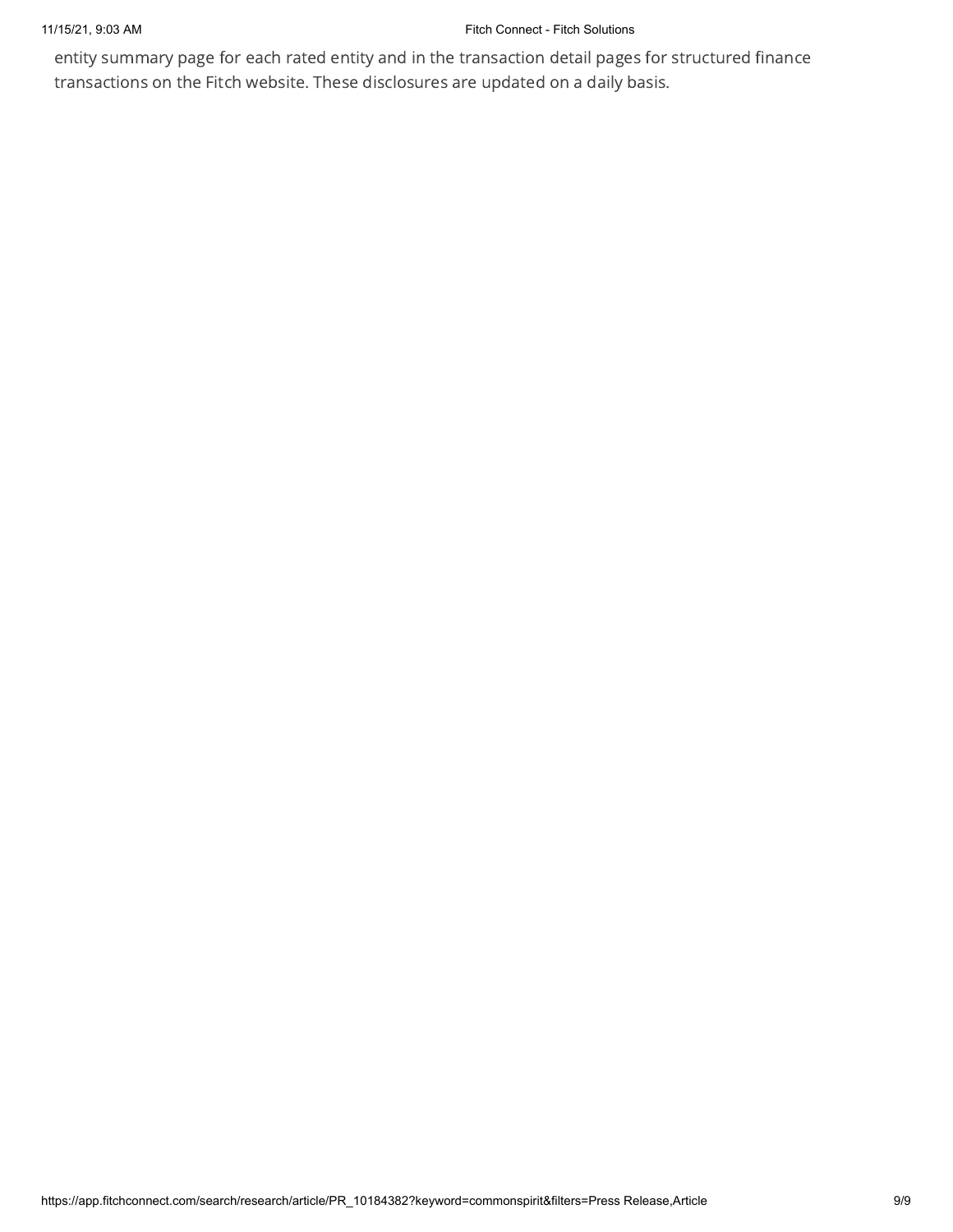entity summary page for each rated entity and in the transaction detail pages for structured finance transactions on the Fitch website. These disclosures are updated on a daily basis.